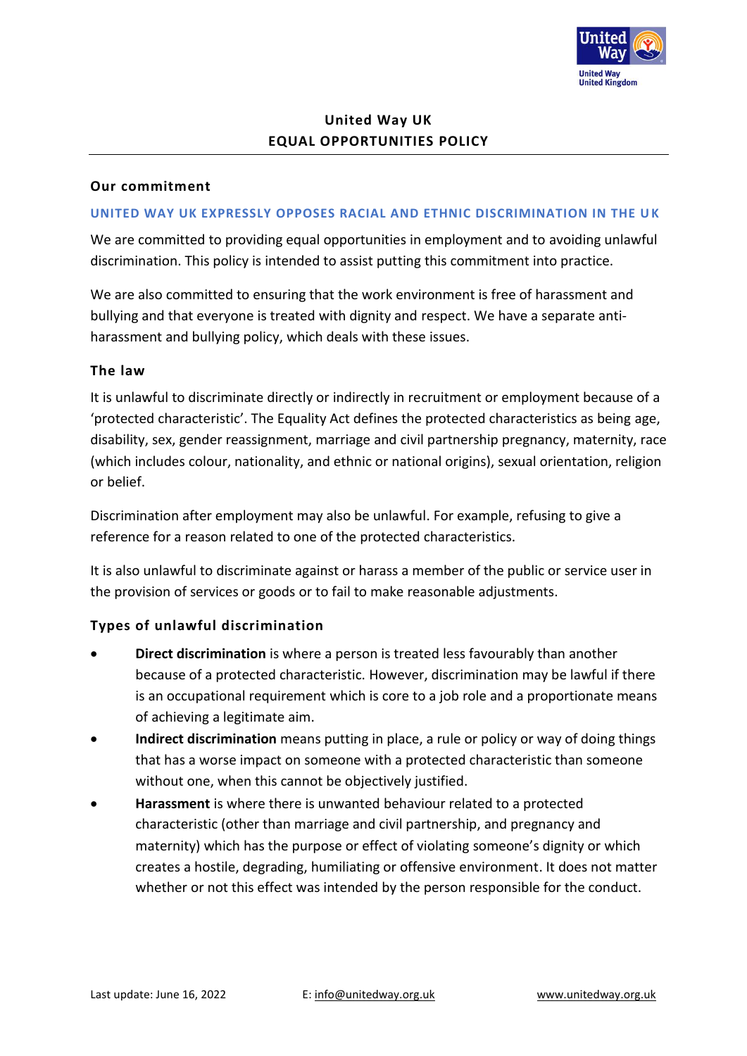# United Way UK
# EQUAL OPPORTUNITIES POLICY

## Our commitment

**UNITED WAY UK EXPRESSLY OPPOSES RACIAL AND ETHNIC DISCRIMINATION IN THE UK**

We are committed to providing equal opportunities in employment and to avoiding unlawful discrimination. This policy is intended to assist putting this commitment into practice.

We are also committed to ensuring that the work environment is free of harassment and bullying and that everyone is treated with dignity and respect. We have a separate anti-harassment and bullying policy, which deals with these issues.

## The law

It is unlawful to discriminate directly or indirectly in recruitment or employment because of a 'protected characteristic'. The Equality Act defines the protected characteristics as being age, disability, sex, gender reassignment, marriage and civil partnership pregnancy, maternity, race (which includes colour, nationality, and ethnic or national origins), sexual orientation, religion or belief.

Discrimination after employment may also be unlawful. For example, refusing to give a reference for a reason related to one of the protected characteristics.

It is also unlawful to discriminate against or harass a member of the public or service user in the provision of services or goods or to fail to make reasonable adjustments.

## Types of unlawful discrimination

- **Direct discrimination** is where a person is treated less favourably than another because of a protected characteristic. However, discrimination may be lawful if there is an occupational requirement which is core to a job role and a proportionate means of achieving a legitimate aim.
- **Indirect discrimination** means putting in place, a rule or policy or way of doing things that has a worse impact on someone with a protected characteristic than someone without one, when this cannot be objectively justified.
- **Harassment** is where there is unwanted behaviour related to a protected characteristic (other than marriage and civil partnership, and pregnancy and maternity) which has the purpose or effect of violating someone's dignity or which creates a hostile, degrading, humiliating or offensive environment. It does not matter whether or not this effect was intended by the person responsible for the conduct.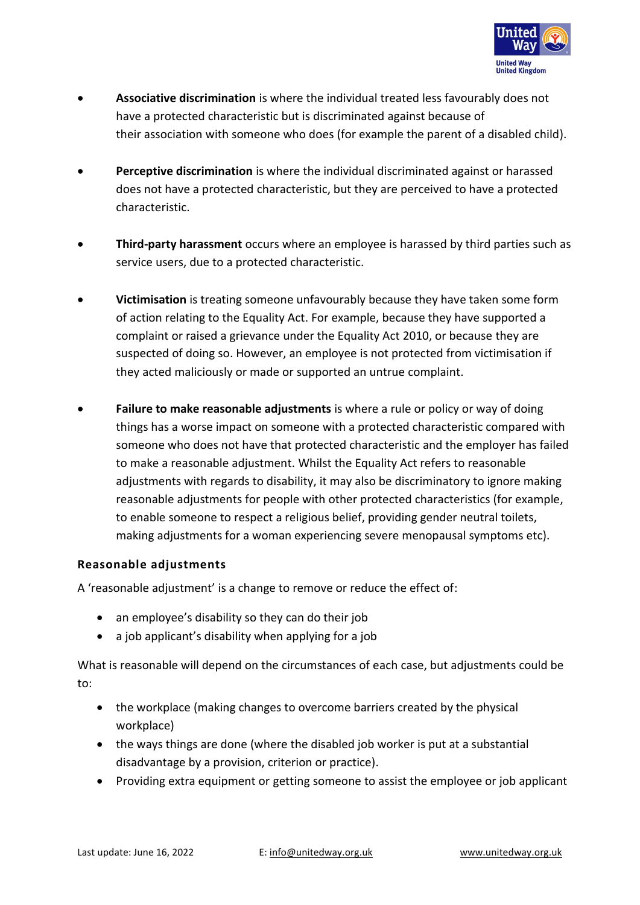- **Associative discrimination** is where the individual treated less favourably does not have a protected characteristic but is discriminated against because of their association with someone who does (for example the parent of a disabled child).

- **Perceptive discrimination** is where the individual discriminated against or harassed does not have a protected characteristic, but they are perceived to have a protected characteristic.

- **Third-party harassment** occurs where an employee is harassed by third parties such as service users, due to a protected characteristic.

- **Victimisation** is treating someone unfavourably because they have taken some form of action relating to the Equality Act. For example, because they have supported a complaint or raised a grievance under the Equality Act 2010, or because they are suspected of doing so. However, an employee is not protected from victimisation if they acted maliciously or made or supported an untrue complaint.

- **Failure to make reasonable adjustments** is where a rule or policy or way of doing things has a worse impact on someone with a protected characteristic compared with someone who does not have that protected characteristic and the employer has failed to make a reasonable adjustment. Whilst the Equality Act refers to reasonable adjustments with regards to disability, it may also be discriminatory to ignore making reasonable adjustments for people with other protected characteristics (for example, to enable someone to respect a religious belief, providing gender neutral toilets, making adjustments for a woman experiencing severe menopausal symptoms etc).

### Reasonable adjustments

A 'reasonable adjustment' is a change to remove or reduce the effect of:

- an employee's disability so they can do their job
- a job applicant's disability when applying for a job

What is reasonable will depend on the circumstances of each case, but adjustments could be to:

- the workplace (making changes to overcome barriers created by the physical workplace)
- the ways things are done (where the disabled job worker is put at a substantial disadvantage by a provision, criterion or practice).
- Providing extra equipment or getting someone to assist the employee or job applicant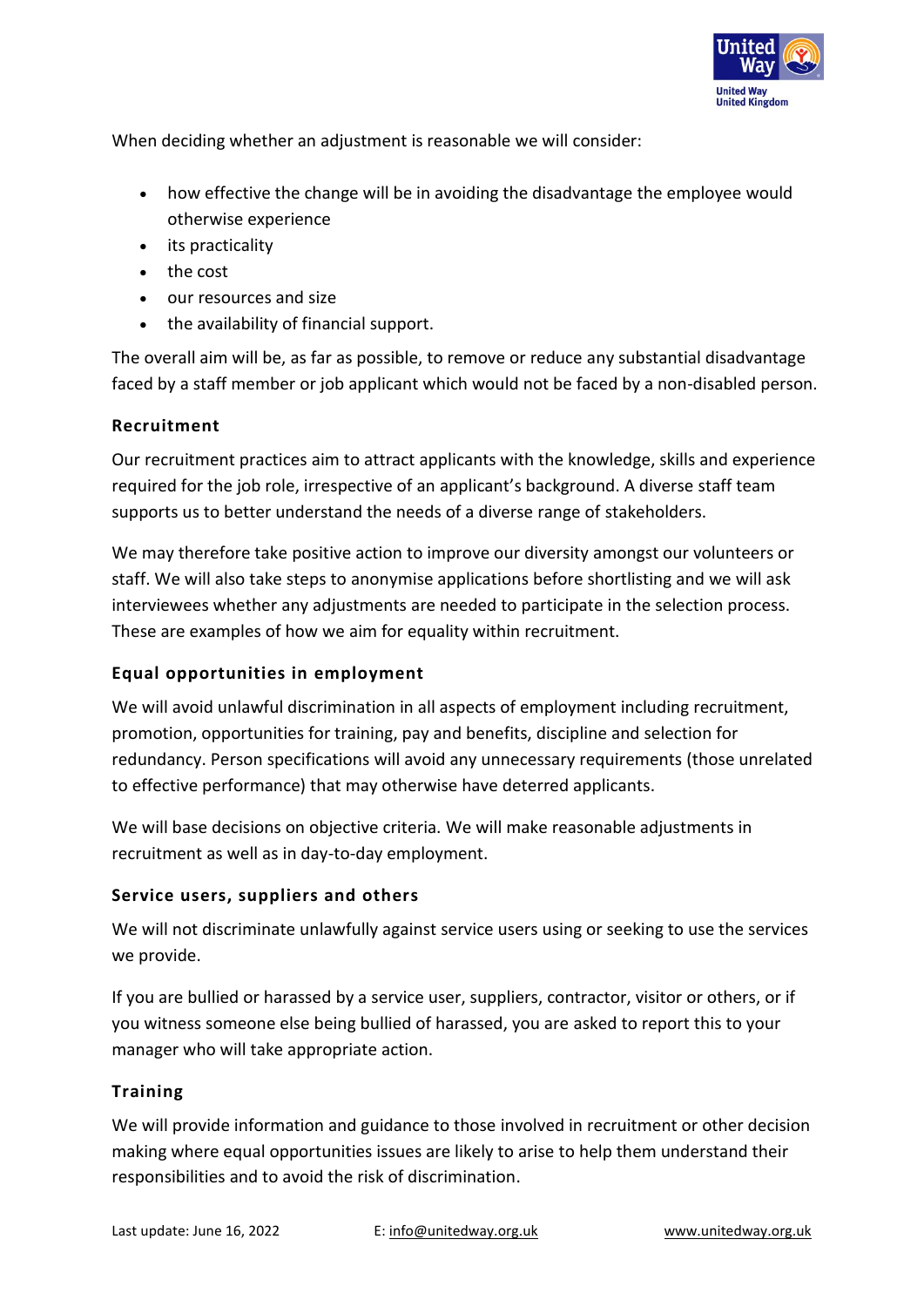When deciding whether an adjustment is reasonable we will consider:

- how effective the change will be in avoiding the disadvantage the employee would otherwise experience
- its practicality
- the cost
- our resources and size
- the availability of financial support.

The overall aim will be, as far as possible, to remove or reduce any substantial disadvantage faced by a staff member or job applicant which would not be faced by a non-disabled person.

### Recruitment

Our recruitment practices aim to attract applicants with the knowledge, skills and experience required for the job role, irrespective of an applicant's background. A diverse staff team supports us to better understand the needs of a diverse range of stakeholders.

We may therefore take positive action to improve our diversity amongst our volunteers or staff. We will also take steps to anonymise applications before shortlisting and we will ask interviewees whether any adjustments are needed to participate in the selection process. These are examples of how we aim for equality within recruitment.

### Equal opportunities in employment

We will avoid unlawful discrimination in all aspects of employment including recruitment, promotion, opportunities for training, pay and benefits, discipline and selection for redundancy. Person specifications will avoid any unnecessary requirements (those unrelated to effective performance) that may otherwise have deterred applicants.

We will base decisions on objective criteria. We will make reasonable adjustments in recruitment as well as in day-to-day employment.

### Service users, suppliers and others

We will not discriminate unlawfully against service users using or seeking to use the services we provide.

If you are bullied or harassed by a service user, suppliers, contractor, visitor or others, or if you witness someone else being bullied of harassed, you are asked to report this to your manager who will take appropriate action.

### Training

We will provide information and guidance to those involved in recruitment or other decision making where equal opportunities issues are likely to arise to help them understand their responsibilities and to avoid the risk of discrimination.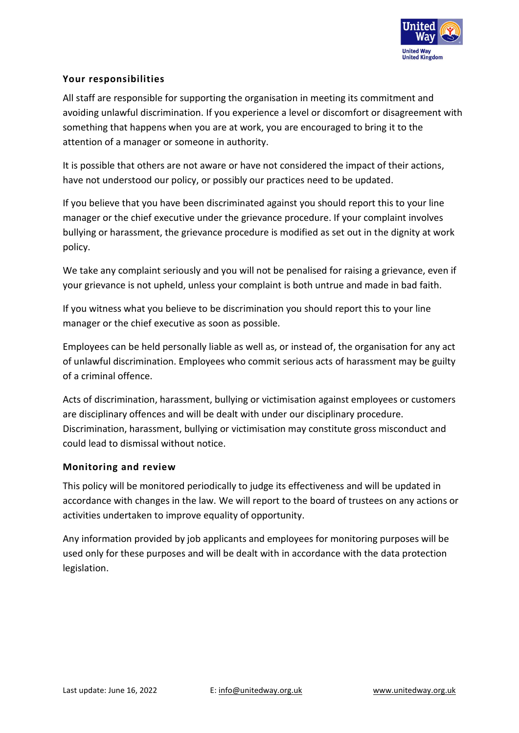## Your responsibilities

All staff are responsible for supporting the organisation in meeting its commitment and avoiding unlawful discrimination. If you experience a level or discomfort or disagreement with something that happens when you are at work, you are encouraged to bring it to the attention of a manager or someone in authority.

It is possible that others are not aware or have not considered the impact of their actions, have not understood our policy, or possibly our practices need to be updated.

If you believe that you have been discriminated against you should report this to your line manager or the chief executive under the grievance procedure. If your complaint involves bullying or harassment, the grievance procedure is modified as set out in the dignity at work policy.

We take any complaint seriously and you will not be penalised for raising a grievance, even if your grievance is not upheld, unless your complaint is both untrue and made in bad faith.

If you witness what you believe to be discrimination you should report this to your line manager or the chief executive as soon as possible.

Employees can be held personally liable as well as, or instead of, the organisation for any act of unlawful discrimination. Employees who commit serious acts of harassment may be guilty of a criminal offence.

Acts of discrimination, harassment, bullying or victimisation against employees or customers are disciplinary offences and will be dealt with under our disciplinary procedure. Discrimination, harassment, bullying or victimisation may constitute gross misconduct and could lead to dismissal without notice.

## Monitoring and review

This policy will be monitored periodically to judge its effectiveness and will be updated in accordance with changes in the law. We will report to the board of trustees on any actions or activities undertaken to improve equality of opportunity.

Any information provided by job applicants and employees for monitoring purposes will be used only for these purposes and will be dealt with in accordance with the data protection legislation.